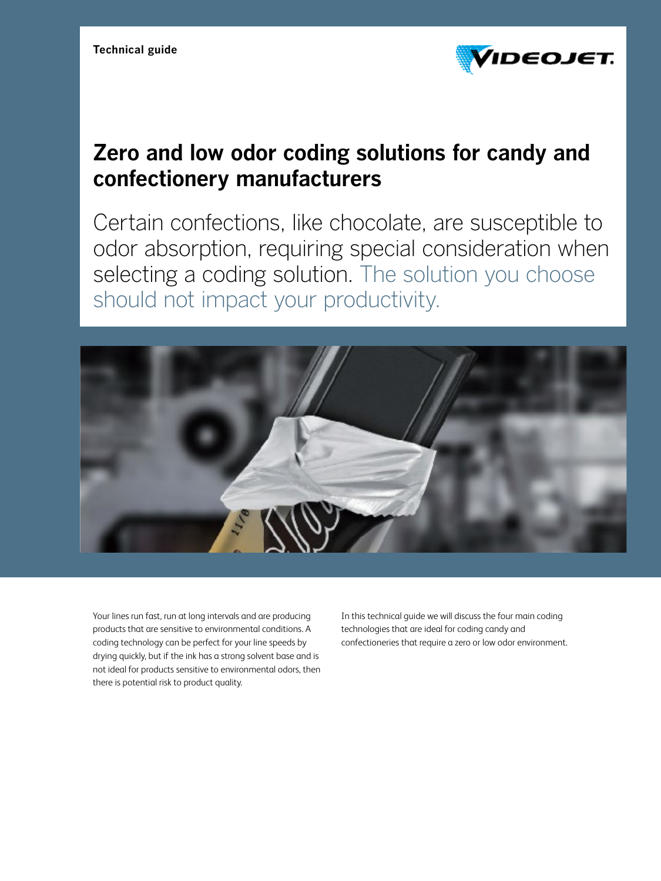Technical guide

# Zero and low odor coding solutions for candy and confectionery manufacturers

Certain confections, like chocolate, are susceptible to odor absorption, requiring special consideration when selecting a coding solution. The solution you choose should not impact your productivity.

Your lines run fast, run at long intervals and are producing products that are sensitive to environmental conditions. A coding technology can be perfect for your line speeds by drying quickly, but if the ink has a strong solvent base and is not ideal for products sensitive to environmental odors, then there is potential risk to product quality.

In this technical guide we will discuss the four main coding technologies that are ideal for coding candy and confectioneries that require a zero or low odor environment.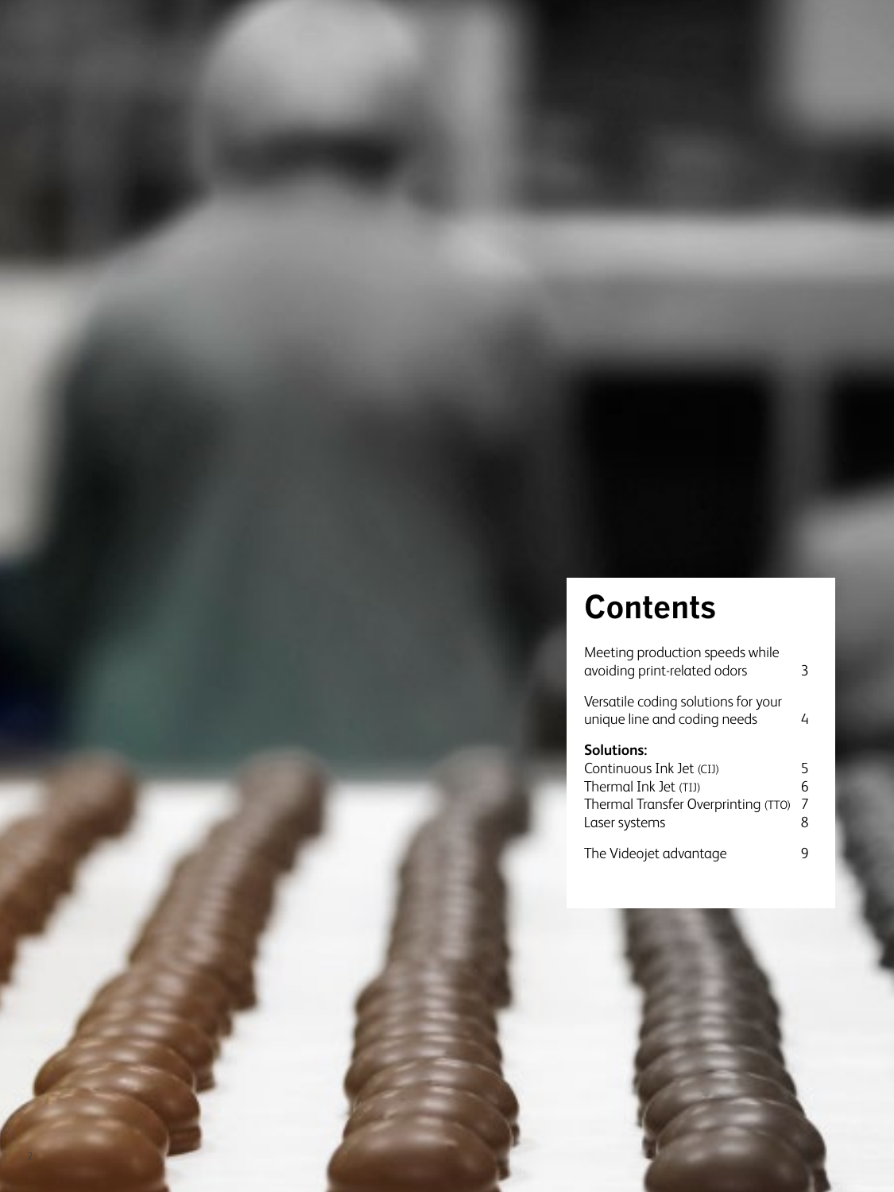# Contents

| | |
|---|---|
| Meeting production speeds while avoiding print-related odors | 3 |
| Versatile coding solutions for your unique line and coding needs | 4 |
| **Solutions:** | |
| Continuous Ink Jet (CIJ) | 5 |
| Thermal Ink Jet (TIJ) | 6 |
| Thermal Transfer Overprinting (TTO) | 7 |
| Laser systems | 8 |
| The Videojet advantage | 9 |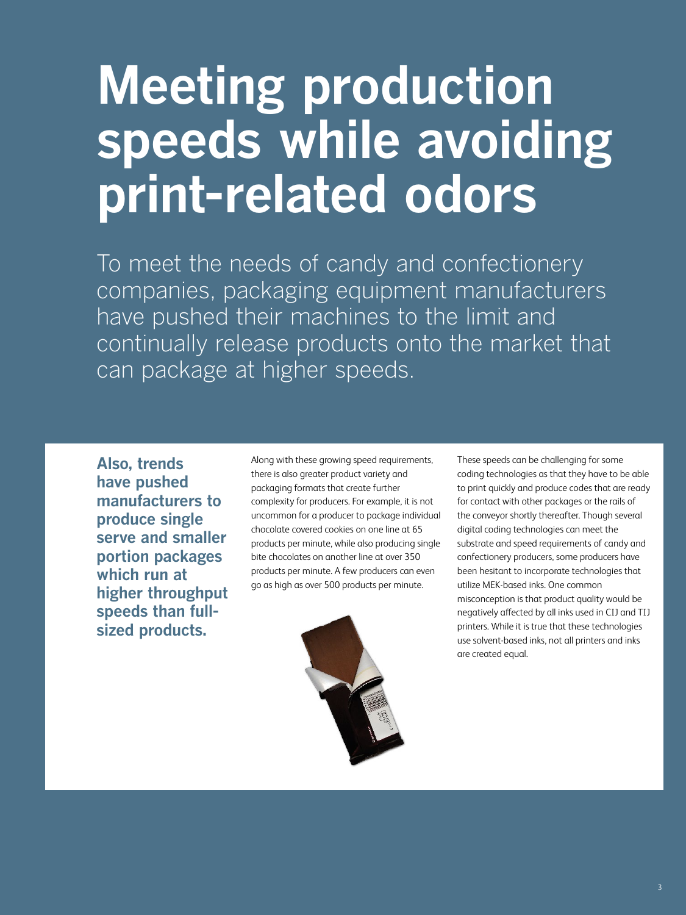# Meeting production speeds while avoiding print-related odors

To meet the needs of candy and confectionery companies, packaging equipment manufacturers have pushed their machines to the limit and continually release products onto the market that can package at higher speeds.

**Also, trends have pushed manufacturers to produce single serve and smaller portion packages which run at higher throughput speeds than full-sized products.**

Along with these growing speed requirements, there is also greater product variety and packaging formats that create further complexity for producers. For example, it is not uncommon for a producer to package individual chocolate covered cookies on one line at 65 products per minute, while also producing single bite chocolates on another line at over 350 products per minute. A few producers can even go as high as over 500 products per minute.

These speeds can be challenging for some coding technologies as that they have to be able to print quickly and produce codes that are ready for contact with other packages or the rails of the conveyor shortly thereafter. Though several digital coding technologies can meet the substrate and speed requirements of candy and confectionery producers, some producers have been hesitant to incorporate technologies that utilize MEK-based inks. One common misconception is that product quality would be negatively affected by all inks used in CIJ and TIJ printers. While it is true that these technologies use solvent-based inks, not all printers and inks are created equal.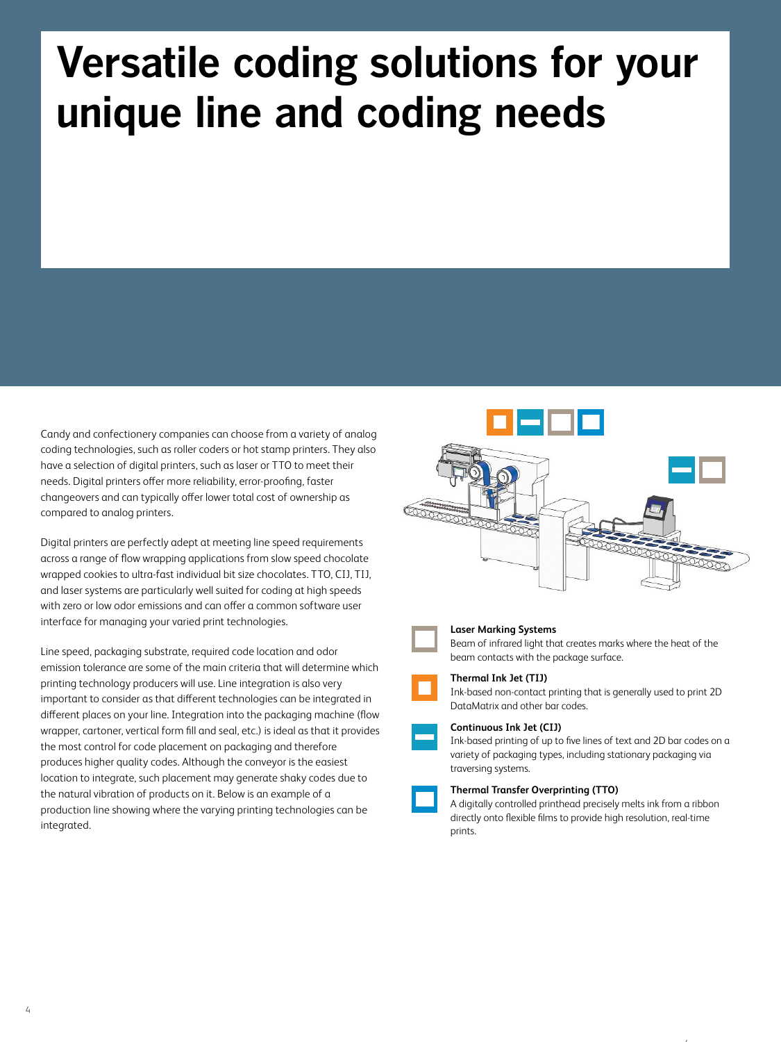# Versatile coding solutions for your unique line and coding needs

Candy and confectionery companies can choose from a variety of analog coding technologies, such as roller coders or hot stamp printers. They also have a selection of digital printers, such as laser or TTO to meet their needs. Digital printers offer more reliability, error-proofing, faster changeovers and can typically offer lower total cost of ownership as compared to analog printers.

Digital printers are perfectly adept at meeting line speed requirements across a range of flow wrapping applications from slow speed chocolate wrapped cookies to ultra-fast individual bit size chocolates. TTO, CIJ, TIJ, and laser systems are particularly well suited for coding at high speeds with zero or low odor emissions and can offer a common software user interface for managing your varied print technologies.

Line speed, packaging substrate, required code location and odor emission tolerance are some of the main criteria that will determine which printing technology producers will use. Line integration is also very important to consider as that different technologies can be integrated in different places on your line. Integration into the packaging machine (flow wrapper, cartoner, vertical form fill and seal, etc.) is ideal as that it provides the most control for code placement on packaging and therefore produces higher quality codes. Although the conveyor is the easiest location to integrate, such placement may generate shaky codes due to the natural vibration of products on it. Below is an example of a production line showing where the varying printing technologies can be integrated.

**Laser Marking Systems**
Beam of infrared light that creates marks where the heat of the beam contacts with the package surface.

**Thermal Ink Jet (TIJ)**
Ink-based non-contact printing that is generally used to print 2D DataMatrix and other bar codes.

**Continuous Ink Jet (CIJ)**
Ink-based printing of up to five lines of text and 2D bar codes on a variety of packaging types, including stationary packaging via traversing systems.

**Thermal Transfer Overprinting (TTO)**
A digitally controlled printhead precisely melts ink from a ribbon directly onto flexible films to provide high resolution, real-time prints.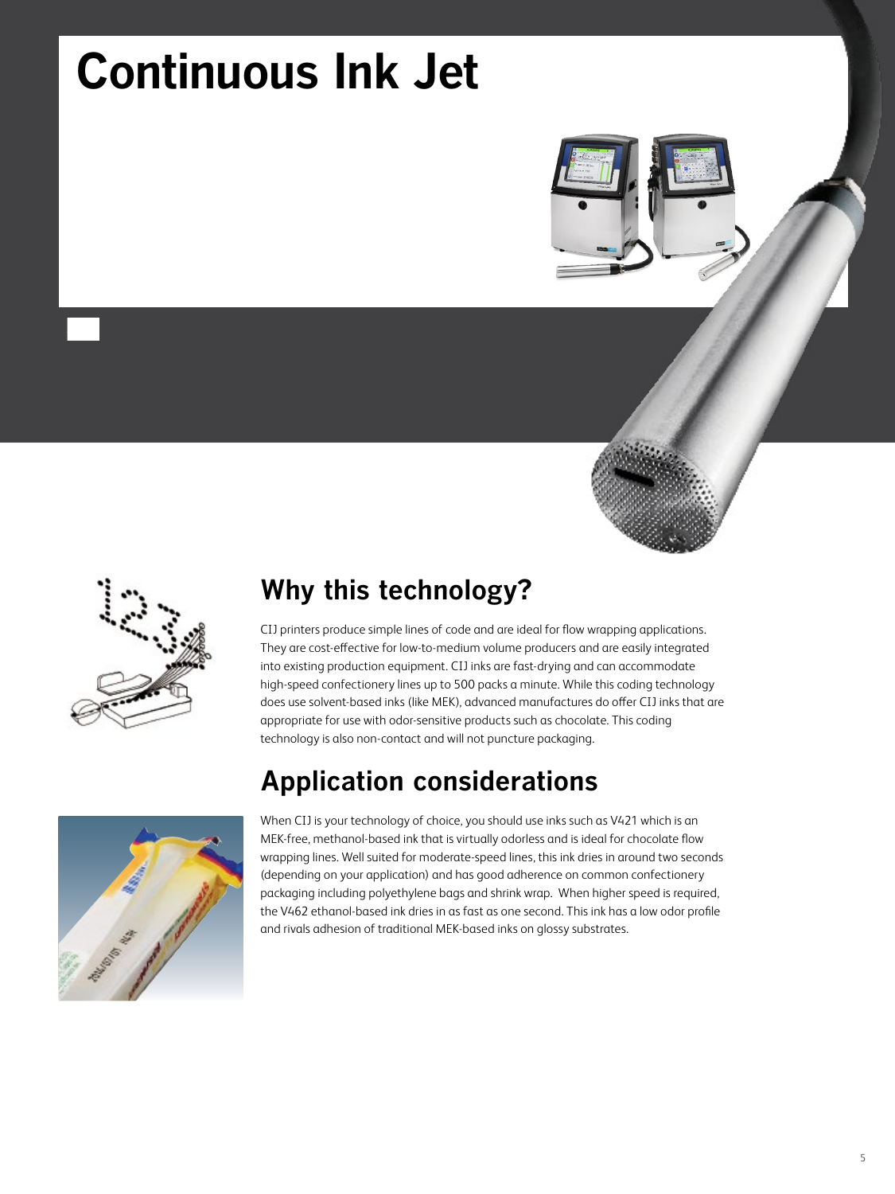# Continuous Ink Jet

## Why this technology?

CIJ printers produce simple lines of code and are ideal for flow wrapping applications. They are cost-effective for low-to-medium volume producers and easily integrated into existing production equipment. CIJ inks are fast-drying and can accommodate high-speed confectionery lines up to 500 packs a minute. While this coding technology does use solvent-based inks (like MEK), advanced manufactures do offer CIJ inks that are appropriate for use with odor-sensitive products such as chocolate. This coding technology is also non-contact and will not puncture packaging.

## Application considerations

When CIJ is your technology of choice, you should use inks such as V421 which is an MEK-free, methanol-based ink that is virtually odorless and is ideal for chocolate flow wrapping lines. Well suited for moderate-speed lines, this ink dries in around two seconds (depending on your application) and has good adherence on common confectionery packaging including polyethylene bags and shrink wrap. When higher speed is required, the V462 ethanol-based ink dries in as fast as one second. This ink has a low odor profile and rivals adhesion of traditional MEK-based inks on glossy substrates.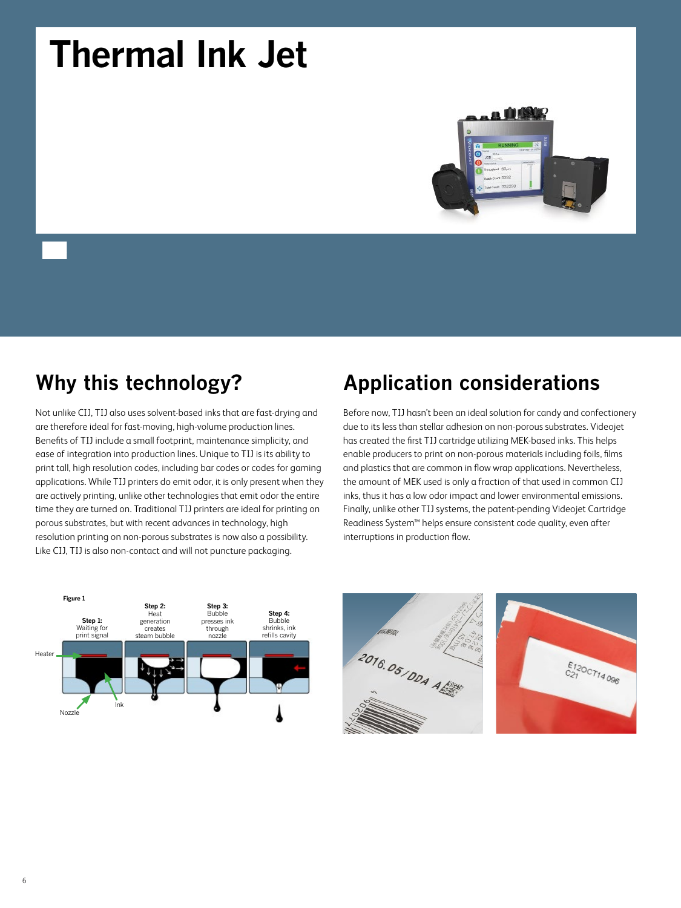# Thermal Ink Jet

## Why this technology?

Not unlike CIJ, TIJ also uses solvent-based inks that are fast-drying and are therefore ideal for fast-moving, high-volume production lines. Benefits of TIJ include a small footprint, maintenance simplicity, and ease of integration into production lines. Unique to TIJ is its ability to print tall, high resolution codes, including bar codes or codes for gaming applications. While TIJ printers do emit odor, it is only present when they are actively printing, unlike other technologies that emit odor the entire time they are turned on. Traditional TIJ printers are ideal for printing on porous substrates, but with recent advances in technology, high resolution printing on non-porous substrates is now also a possibility. Like CIJ, TIJ is also non-contact and will not puncture packaging.

## Application considerations

Before now, TIJ hasn't been an ideal solution for candy and confectionery due to its less than stellar adhesion on non-porous substrates. Videojet has created the first TIJ cartridge utilizing MEK-based inks. This helps enable producers to print on non-porous materials including foils, films and plastics that are common in flow wrap applications. Nevertheless, the amount of MEK used is only a fraction of that used in common CIJ inks, thus it has a low odor impact and lower environmental emissions. Finally, unlike other TIJ systems, the patent-pending Videojet Cartridge Readiness System™ helps ensure consistent code quality, even after interruptions in production flow.

Figure 1

Step 1: Waiting for print signal

Step 2: Heat generation creates steam bubble

Step 3: Bubble presses ink through nozzle

Step 4: Bubble shrinks, ink refills cavity

Heater

Ink

Nozzle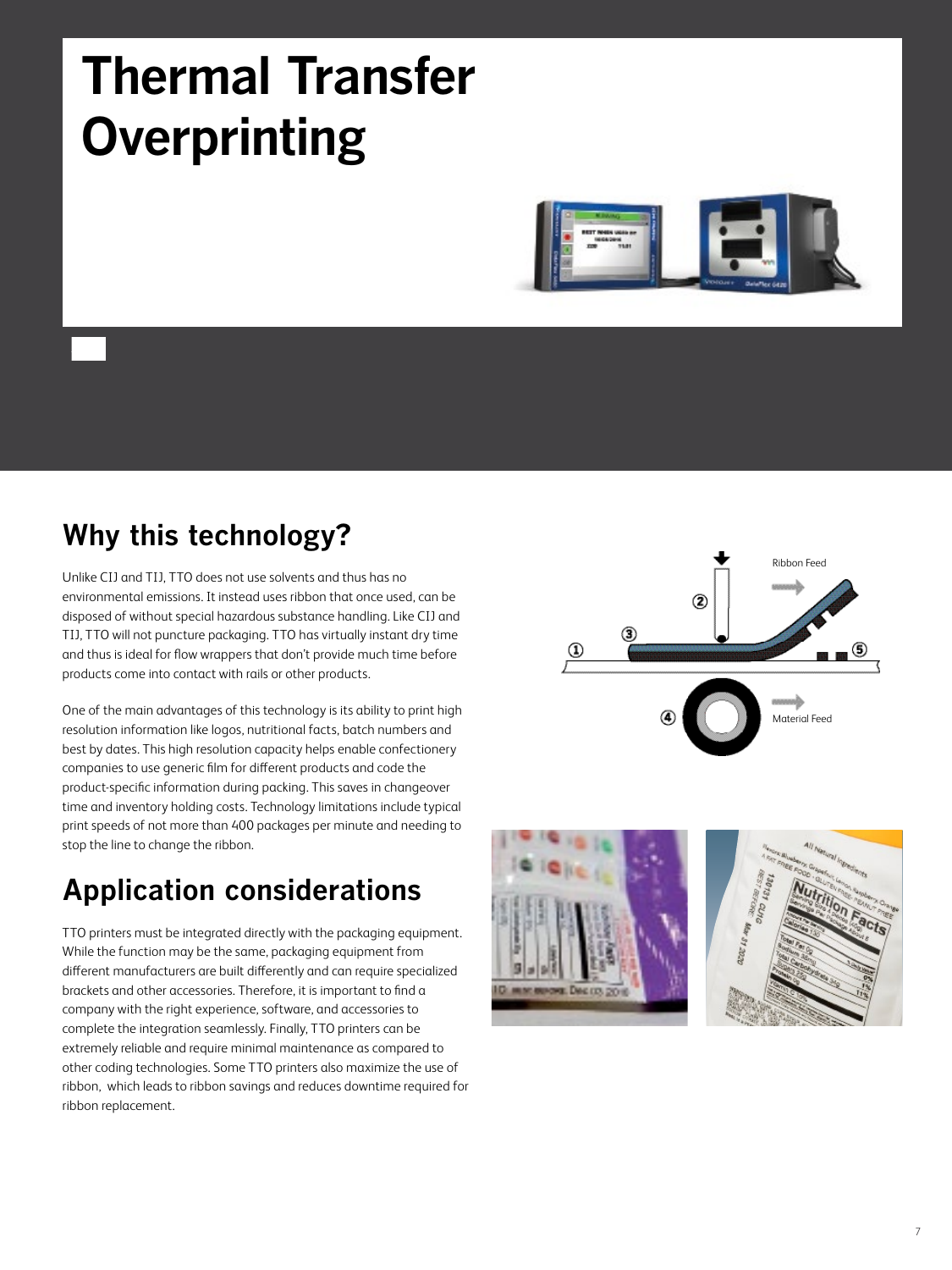# Thermal Transfer Overprinting

## Why this technology?

Unlike CIJ and TIJ, TTO does not use solvents and thus has no environmental emissions. It instead uses ribbon that once used, can be disposed of without special hazardous substance handling. Like CIJ and TIJ, TTO will not puncture packaging. TTO has virtually instant dry time and thus is ideal for flow wrappers that don't provide much time before products come into contact with rails or other products.

One of the main advantages of this technology is its ability to print high resolution information like logos, nutritional facts, batch numbers and best by dates. This high resolution capacity helps enable confectionery companies to use generic film for different products and code the product-specific information during packing. This saves in changeover time and inventory holding costs. Technology limitations include typical print speeds of not more than 400 packages per minute and needing to stop the line to change the ribbon.

## Application considerations

TTO printers must be integrated directly with the packaging equipment. While the function may be the same, packaging equipment from different manufacturers are built differently and can require specialized brackets and other accessories. Therefore, it is important to find a company with the right experience, software, and accessories to complete the integration seamlessly. Finally, TTO printers can be extremely reliable and require minimal maintenance as compared to other coding technologies. Some TTO printers also maximize the use of ribbon, which leads to ribbon savings and reduces downtime required for ribbon replacement.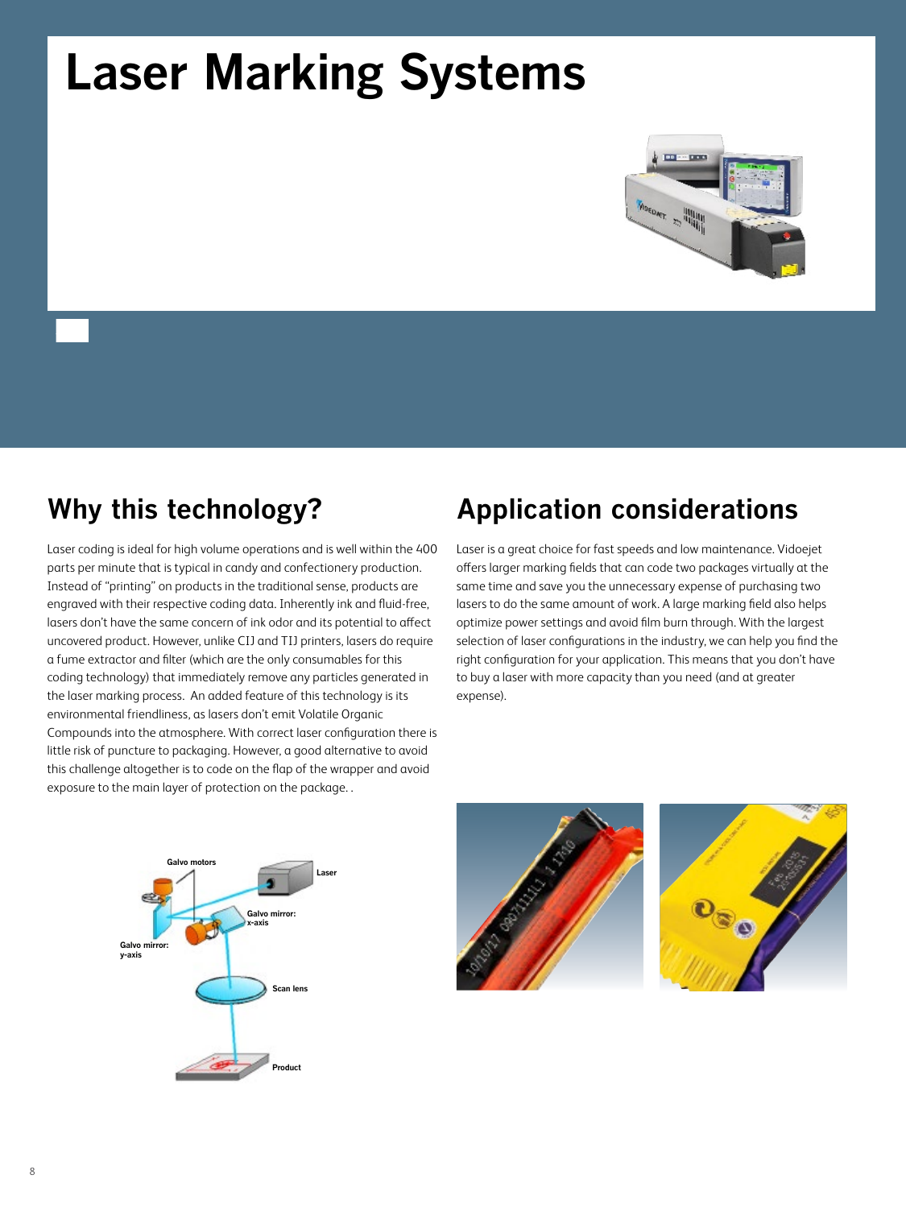# Laser Marking Systems

## Why this technology?

Laser coding is ideal for high volume operations and is well within the 400 parts per minute that is typical in candy and confectionery production. Instead of "printing" on products in the traditional sense, products are engraved with their respective coding data. Inherently ink and fluid-free, lasers don't have the same concern of ink odor and its potential to affect uncovered product. However, unlike CIJ and TIJ printers, lasers do require a fume extractor and filter (which are the only consumables for this coding technology) that immediately remove any particles generated in the laser marking process. An added feature of this technology is its environmental friendliness, as lasers don't emit Volatile Organic Compounds into the atmosphere. With correct laser configuration there is little risk of puncture to packaging. However, a good alternative to avoid this challenge altogether is to code on the flap of the wrapper and avoid exposure to the main layer of protection on the package. .

## Application considerations

Laser is a great choice for fast speeds and low maintenance. Videojet offers larger marking fields that can code two packages virtually at the same time and save you the unnecessary expense of purchasing two lasers to do the same amount of work. A large marking field also helps optimize power settings and avoid film burn through. With the largest selection of laser configurations in the industry, we can help you find the right configuration for your application. This means that you don't have to buy a laser with more capacity than you need (and at greater expense).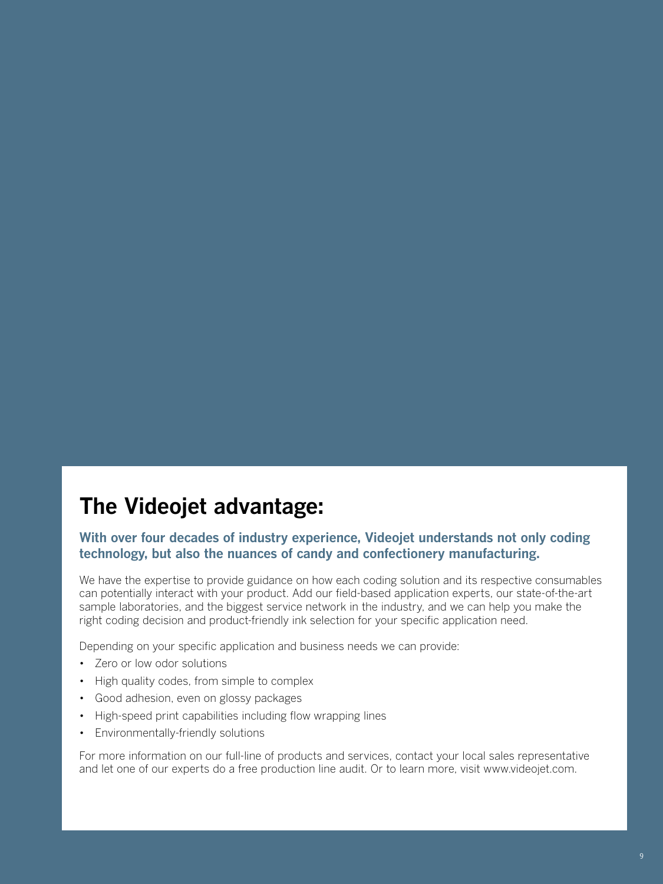# The Videojet advantage:

**With over four decades of industry experience, Videojet understands not only coding technology, but also the nuances of candy and confectionery manufacturing.**

We have the expertise to provide guidance on how each coding solution and its respective consumables can potentially interact with your product. Add our field-based application experts, our state-of-the-art sample laboratories, and the biggest service network in the industry, and we can help you make the right coding decision and product-friendly ink selection for your specific application need.

Depending on your specific application and business needs we can provide:

- Zero or low odor solutions
- High quality codes, from simple to complex
- Good adhesion, even on glossy packages
- High-speed print capabilities including flow wrapping lines
- Environmentally-friendly solutions

For more information on our full-line of products and services, contact your local sales representative and let one of our experts do a free production line audit. Or to learn more, visit www.videojet.com.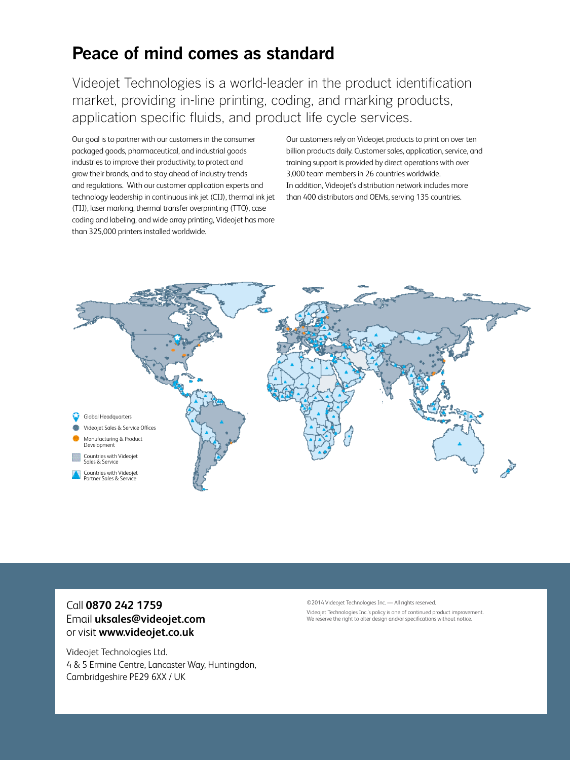# Peace of mind comes as standard

Videojet Technologies is a world-leader in the product identification market, providing in-line printing, coding, and marking products, application specific fluids, and product life cycle services.

Our goal is to partner with our customers in the consumer packaged goods, pharmaceutical, and industrial goods industries to improve their productivity, to protect and grow their brands, and to stay ahead of industry trends and regulations. With our customer application experts and technology leadership in continuous ink jet (CIJ), thermal ink jet (TIJ), laser marking, thermal transfer overprinting (TTO), case coding and labeling, and wide array printing, Videojet has more than 325,000 printers installed worldwide.

Our customers rely on Videojet products to print on over ten billion products daily. Customer sales, application, service, and training support is provided by direct operations with over 3,000 team members in 26 countries worldwide. In addition, Videojet's distribution network includes more than 400 distributors and OEMs, serving 135 countries.

Global Headquarters

Videojet Sales & Service Offices

Manufacturing & Product Development

Countries with Videojet Sales & Service

Countries with Videojet Partner Sales & Service

Call **0870 242 1759**
Email **uksales@videojet.com**
or visit **www.videojet.co.uk**

Videojet Technologies Ltd.
4 & 5 Ermine Centre, Lancaster Way, Huntingdon,
Cambridgeshire PE29 6XX / UK

©2014 Videojet Technologies Inc. — All rights reserved.

Videojet Technologies Inc.'s policy is one of continued product improvement. We reserve the right to alter design and/or specifications without notice.